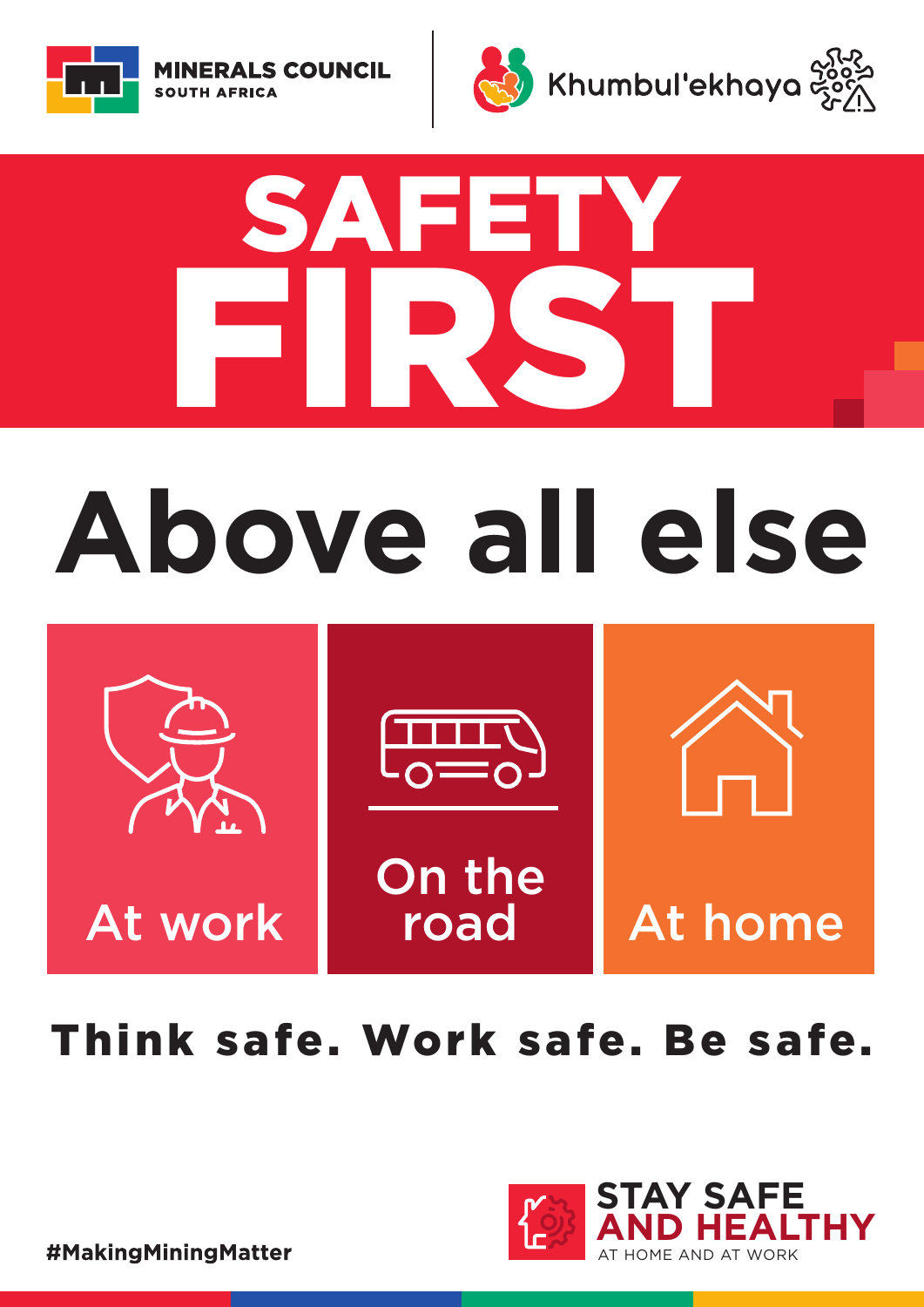MINERALS COUNCIL SOUTH AFRICA

Khumbul'ekhaya

# SAFETY FIRST

## Above all else

At work

On the road

At home

**Think safe. Work safe. Be safe.**

STAY SAFE AND HEALTHY

AT HOME AND AT WORK

**#MakingMiningMatter**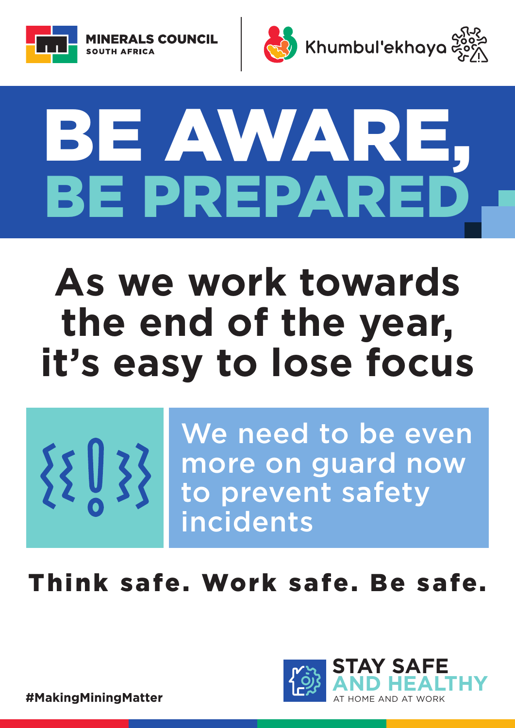MINERALS COUNCIL SOUTH AFRICA

Khumbul'ekhaya

# BE AWARE, BE PREPARED

## As we work towards the end of the year, it's easy to lose focus

We need to be even more on guard now to prevent safety incidents

**Think safe. Work safe. Be safe.**

STAY SAFE AND HEALTHY AT HOME AND AT WORK

**#MakingMiningMatter**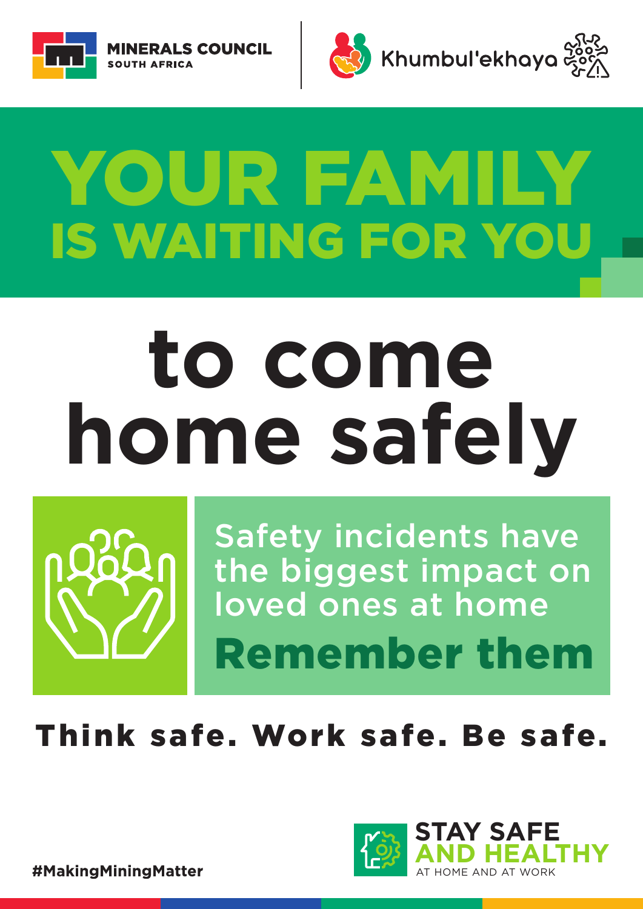MINERALS COUNCIL SOUTH AFRICA

Khumbul'ekhaya

# YOUR FAMILY IS WAITING FOR YOU

# to come home safely

Safety incidents have the biggest impact on loved ones at home

**Remember them**

**Think safe. Work safe. Be safe.**

STAY SAFE AND HEALTHY AT HOME AND AT WORK

#MakingMiningMatter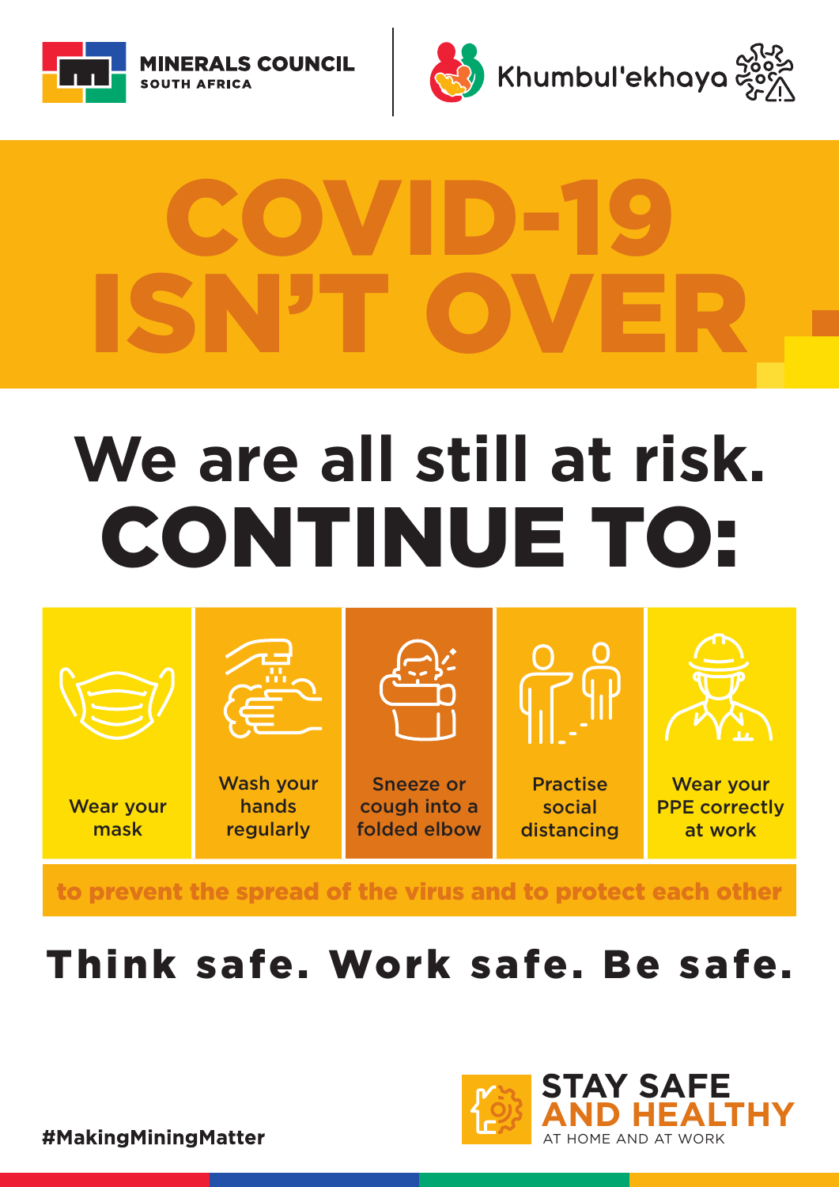MINERALS COUNCIL
SOUTH AFRICA

Khumbul'ekhaya

# COVID-19 ISN'T OVER

## We are all still at risk.

# CONTINUE TO:

- Wear your mask
- Wash your hands regularly
- Sneeze or cough into a folded elbow
- Practise social distancing
- Wear your PPE correctly at work

to prevent the spread of the virus and to protect each other

**Think safe. Work safe. Be safe.**

STAY SAFE AND HEALTHY
AT HOME AND AT WORK

#MakingMiningMatter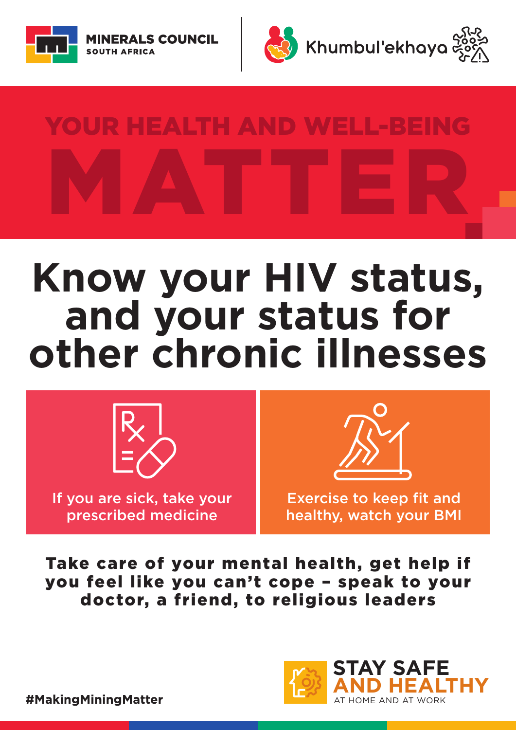MINERALS COUNCIL SOUTH AFRICA

Khumbul'ekhaya

# YOUR HEALTH AND WELL-BEING MATTER

## Know your HIV status, and your status for other chronic illnesses

If you are sick, take your prescribed medicine

Exercise to keep fit and healthy, watch your BMI

**Take care of your mental health, get help if you feel like you can't cope – speak to your doctor, a friend, to religious leaders**

**#MakingMiningMatter**

STAY SAFE AND HEALTHY AT HOME AND AT WORK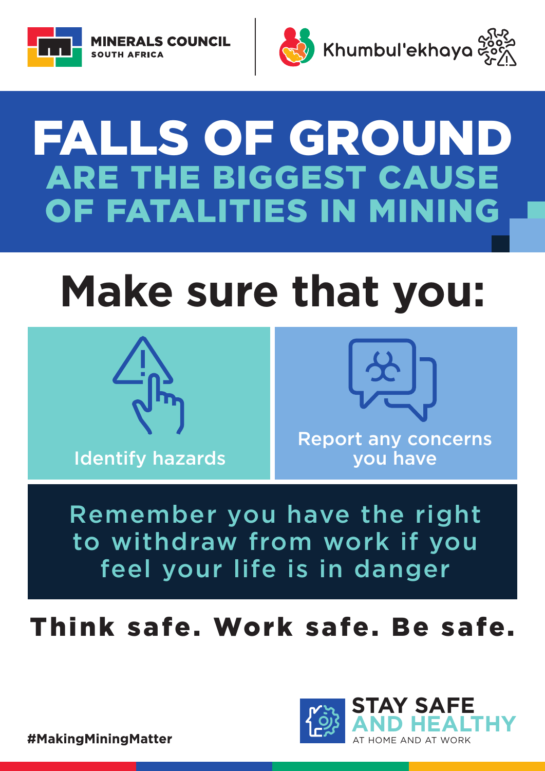MINERALS COUNCIL SOUTH AFRICA

Khumbul'ekhaya

# FALLS OF GROUND ARE THE BIGGEST CAUSE OF FATALITIES IN MINING

## Make sure that you:

Identify hazards

Report any concerns you have

Remember you have the right to withdraw from work if you feel your life is in danger

**Think safe. Work safe. Be safe.**

STAY SAFE AND HEALTHY AT HOME AND AT WORK

**#MakingMiningMatter**